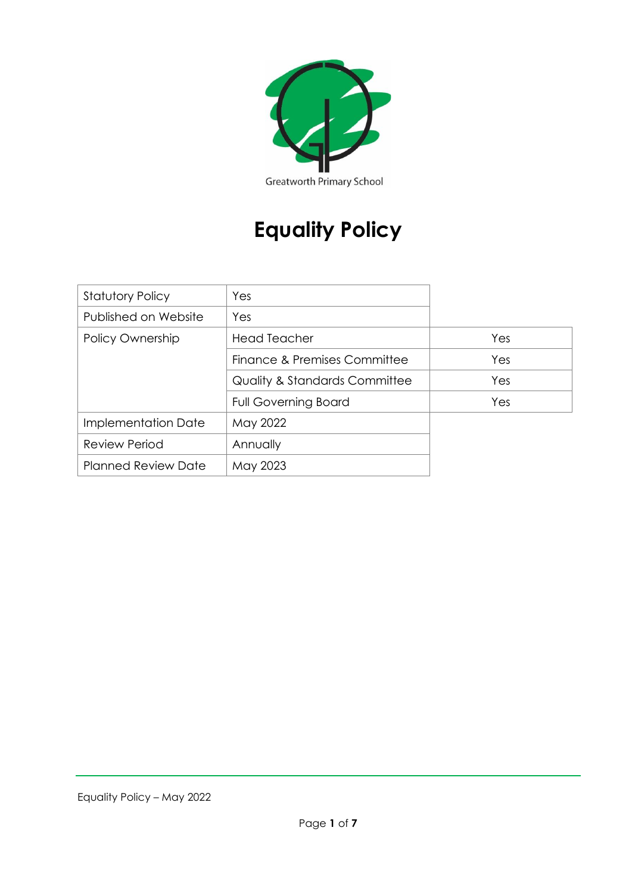Greatworth Primary School

# Equality Policy

| Statutory Policy | Yes | |
| --- | --- | --- |
| Published on Website | Yes | |
| Policy Ownership | Head Teacher | Yes |
| | Finance & Premises Committee | Yes |
| | Quality & Standards Committee | Yes |
| | Full Governing Board | Yes |
| Implementation Date | May 2022 | |
| Review Period | Annually | |
| Planned Review Date | May 2023 | |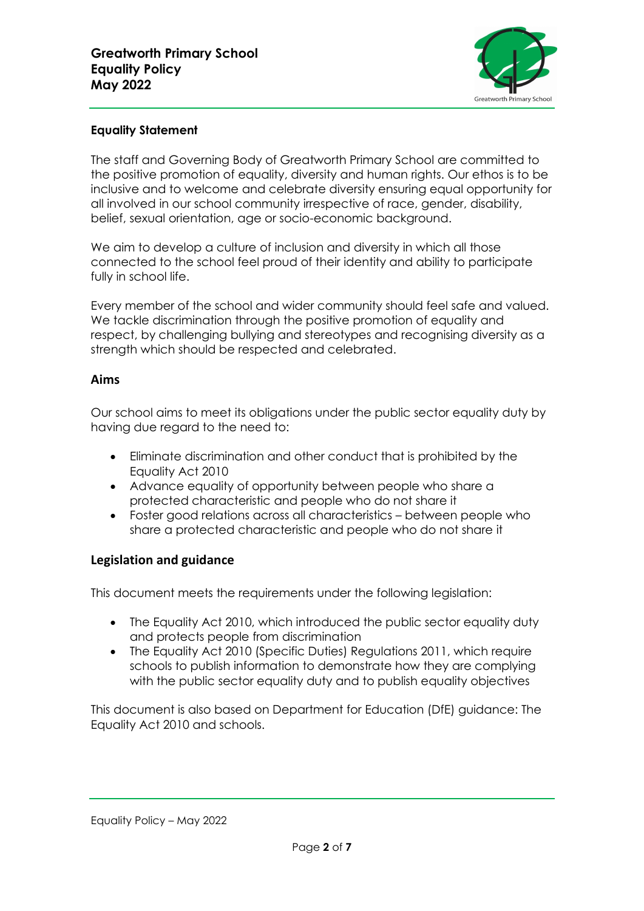**Greatworth Primary School**
**Equality Policy**
**May 2022**

## Equality Statement

The staff and Governing Body of Greatworth Primary School are committed to the positive promotion of equality, diversity and human rights. Our ethos is to be inclusive and to welcome and celebrate diversity ensuring equal opportunity for all involved in our school community irrespective of race, gender, disability, belief, sexual orientation, age or socio-economic background.

We aim to develop a culture of inclusion and diversity in which all those connected to the school feel proud of their identity and ability to participate fully in school life.

Every member of the school and wider community should feel safe and valued. We tackle discrimination through the positive promotion of equality and respect, by challenging bullying and stereotypes and recognising diversity as a strength which should be respected and celebrated.

## Aims

Our school aims to meet its obligations under the public sector equality duty by having due regard to the need to:

- Eliminate discrimination and other conduct that is prohibited by the Equality Act 2010
- Advance equality of opportunity between people who share a protected characteristic and people who do not share it
- Foster good relations across all characteristics – between people who share a protected characteristic and people who do not share it

## Legislation and guidance

This document meets the requirements under the following legislation:

- The Equality Act 2010, which introduced the public sector equality duty and protects people from discrimination
- The Equality Act 2010 (Specific Duties) Regulations 2011, which require schools to publish information to demonstrate how they are complying with the public sector equality duty and to publish equality objectives

This document is also based on Department for Education (DfE) guidance: The Equality Act 2010 and schools.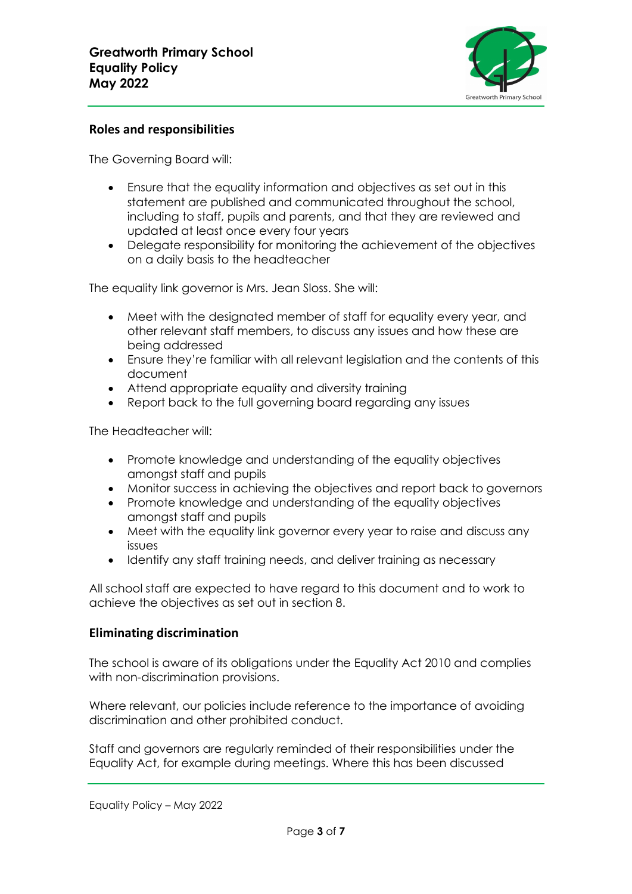## Roles and responsibilities

The Governing Board will:

- Ensure that the equality information and objectives as set out in this statement are published and communicated throughout the school, including to staff, pupils and parents, and that they are reviewed and updated at least once every four years
- Delegate responsibility for monitoring the achievement of the objectives on a daily basis to the headteacher

The equality link governor is Mrs. Jean Sloss. She will:

- Meet with the designated member of staff for equality every year, and other relevant staff members, to discuss any issues and how these are being addressed
- Ensure they're familiar with all relevant legislation and the contents of this document
- Attend appropriate equality and diversity training
- Report back to the full governing board regarding any issues

The Headteacher will:

- Promote knowledge and understanding of the equality objectives amongst staff and pupils
- Monitor success in achieving the objectives and report back to governors
- Promote knowledge and understanding of the equality objectives amongst staff and pupils
- Meet with the equality link governor every year to raise and discuss any issues
- Identify any staff training needs, and deliver training as necessary

All school staff are expected to have regard to this document and to work to achieve the objectives as set out in section 8.

## Eliminating discrimination

The school is aware of its obligations under the Equality Act 2010 and complies with non-discrimination provisions.

Where relevant, our policies include reference to the importance of avoiding discrimination and other prohibited conduct.

Staff and governors are regularly reminded of their responsibilities under the Equality Act, for example during meetings. Where this has been discussed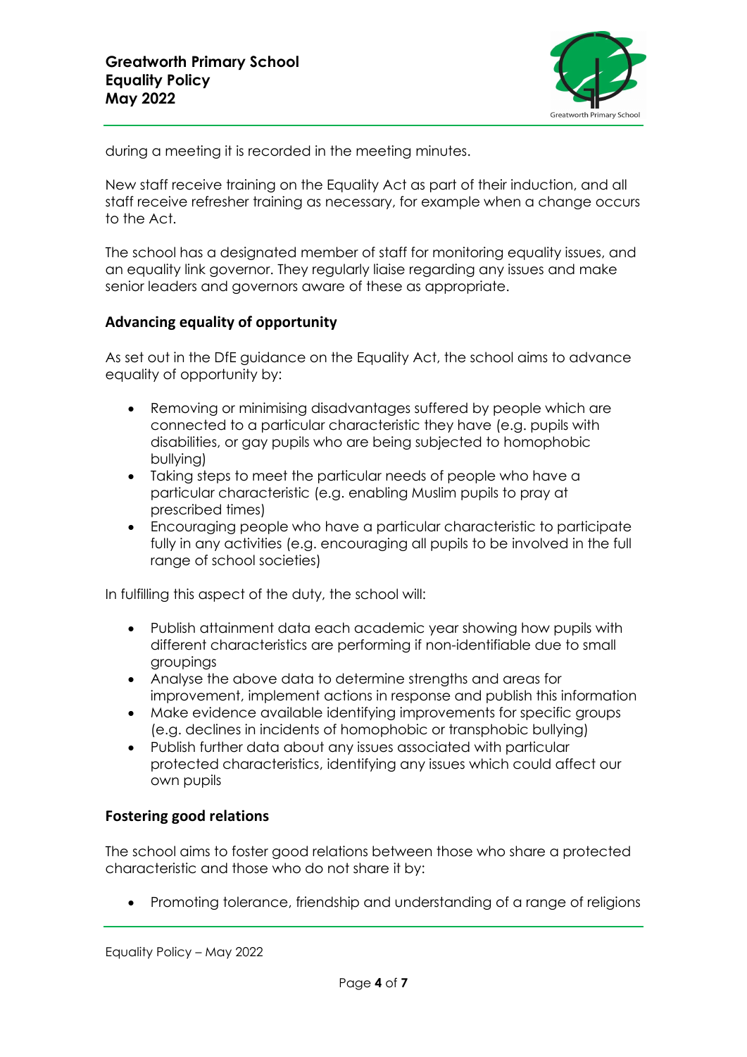during a meeting it is recorded in the meeting minutes.

New staff receive training on the Equality Act as part of their induction, and all staff receive refresher training as necessary, for example when a change occurs to the Act.

The school has a designated member of staff for monitoring equality issues, and an equality link governor. They regularly liaise regarding any issues and make senior leaders and governors aware of these as appropriate.

## Advancing equality of opportunity

As set out in the DfE guidance on the Equality Act, the school aims to advance equality of opportunity by:

- Removing or minimising disadvantages suffered by people which are connected to a particular characteristic they have (e.g. pupils with disabilities, or gay pupils who are being subjected to homophobic bullying)
- Taking steps to meet the particular needs of people who have a particular characteristic (e.g. enabling Muslim pupils to pray at prescribed times)
- Encouraging people who have a particular characteristic to participate fully in any activities (e.g. encouraging all pupils to be involved in the full range of school societies)

In fulfilling this aspect of the duty, the school will:

- Publish attainment data each academic year showing how pupils with different characteristics are performing if non-identifiable due to small groupings
- Analyse the above data to determine strengths and areas for improvement, implement actions in response and publish this information
- Make evidence available identifying improvements for specific groups (e.g. declines in incidents of homophobic or transphobic bullying)
- Publish further data about any issues associated with particular protected characteristics, identifying any issues which could affect our own pupils

## Fostering good relations

The school aims to foster good relations between those who share a protected characteristic and those who do not share it by:

- Promoting tolerance, friendship and understanding of a range of religions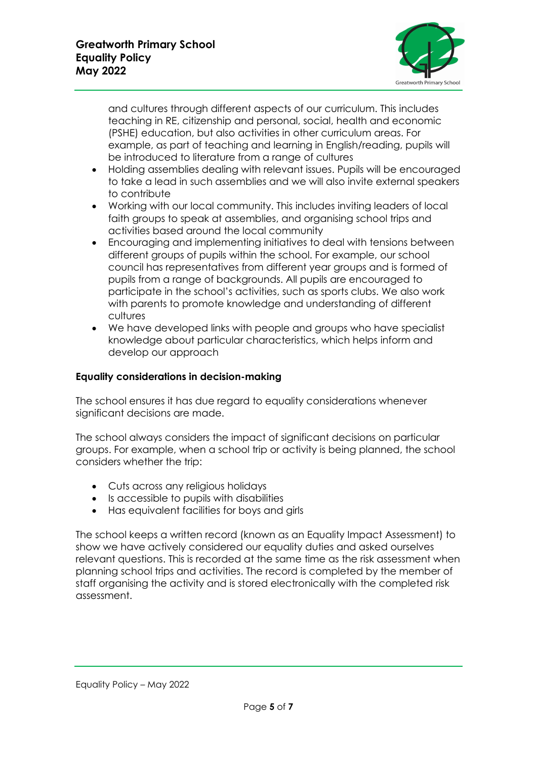and cultures through different aspects of our curriculum. This includes teaching in RE, citizenship and personal, social, health and economic (PSHE) education, but also activities in other curriculum areas. For example, as part of teaching and learning in English/reading, pupils will be introduced to literature from a range of cultures

- Holding assemblies dealing with relevant issues. Pupils will be encouraged to take a lead in such assemblies and we will also invite external speakers to contribute
- Working with our local community. This includes inviting leaders of local faith groups to speak at assemblies, and organising school trips and activities based around the local community
- Encouraging and implementing initiatives to deal with tensions between different groups of pupils within the school. For example, our school council has representatives from different year groups and is formed of pupils from a range of backgrounds. All pupils are encouraged to participate in the school's activities, such as sports clubs. We also work with parents to promote knowledge and understanding of different cultures
- We have developed links with people and groups who have specialist knowledge about particular characteristics, which helps inform and develop our approach

**Equality considerations in decision-making**

The school ensures it has due regard to equality considerations whenever significant decisions are made.

The school always considers the impact of significant decisions on particular groups. For example, when a school trip or activity is being planned, the school considers whether the trip:

- Cuts across any religious holidays
- Is accessible to pupils with disabilities
- Has equivalent facilities for boys and girls

The school keeps a written record (known as an Equality Impact Assessment) to show we have actively considered our equality duties and asked ourselves relevant questions. This is recorded at the same time as the risk assessment when planning school trips and activities. The record is completed by the member of staff organising the activity and is stored electronically with the completed risk assessment.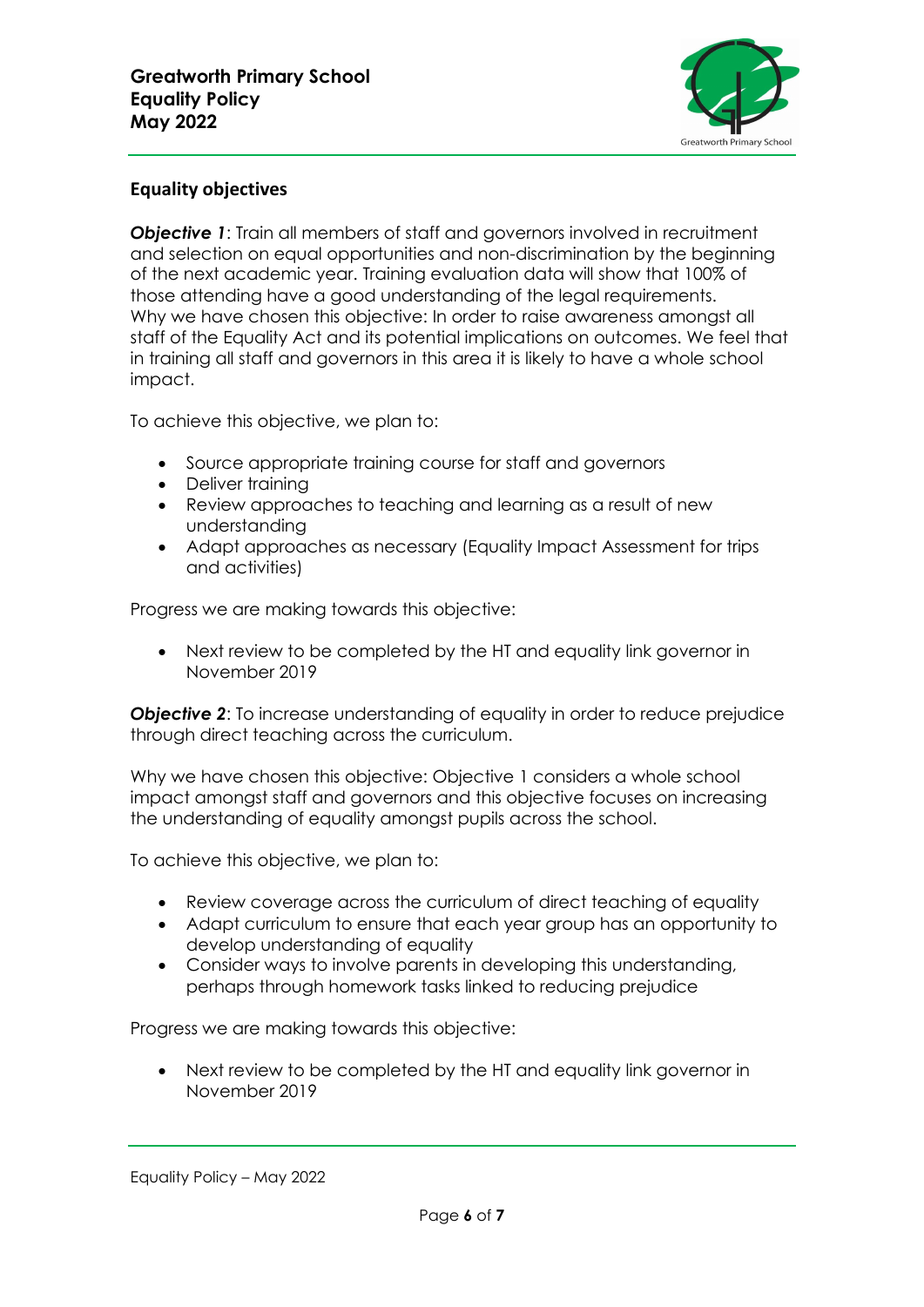## Equality objectives

***Objective 1***: Train all members of staff and governors involved in recruitment and selection on equal opportunities and non-discrimination by the beginning of the next academic year. Training evaluation data will show that 100% of those attending have a good understanding of the legal requirements.
Why we have chosen this objective: In order to raise awareness amongst all staff of the Equality Act and its potential implications on outcomes. We feel that in training all staff and governors in this area it is likely to have a whole school impact.

To achieve this objective, we plan to:

- Source appropriate training course for staff and governors
- Deliver training
- Review approaches to teaching and learning as a result of new understanding
- Adapt approaches as necessary (Equality Impact Assessment for trips and activities)

Progress we are making towards this objective:

- Next review to be completed by the HT and equality link governor in November 2019

***Objective 2***: To increase understanding of equality in order to reduce prejudice through direct teaching across the curriculum.

Why we have chosen this objective: Objective 1 considers a whole school impact amongst staff and governors and this objective focuses on increasing the understanding of equality amongst pupils across the school.

To achieve this objective, we plan to:

- Review coverage across the curriculum of direct teaching of equality
- Adapt curriculum to ensure that each year group has an opportunity to develop understanding of equality
- Consider ways to involve parents in developing this understanding, perhaps through homework tasks linked to reducing prejudice

Progress we are making towards this objective:

- Next review to be completed by the HT and equality link governor in November 2019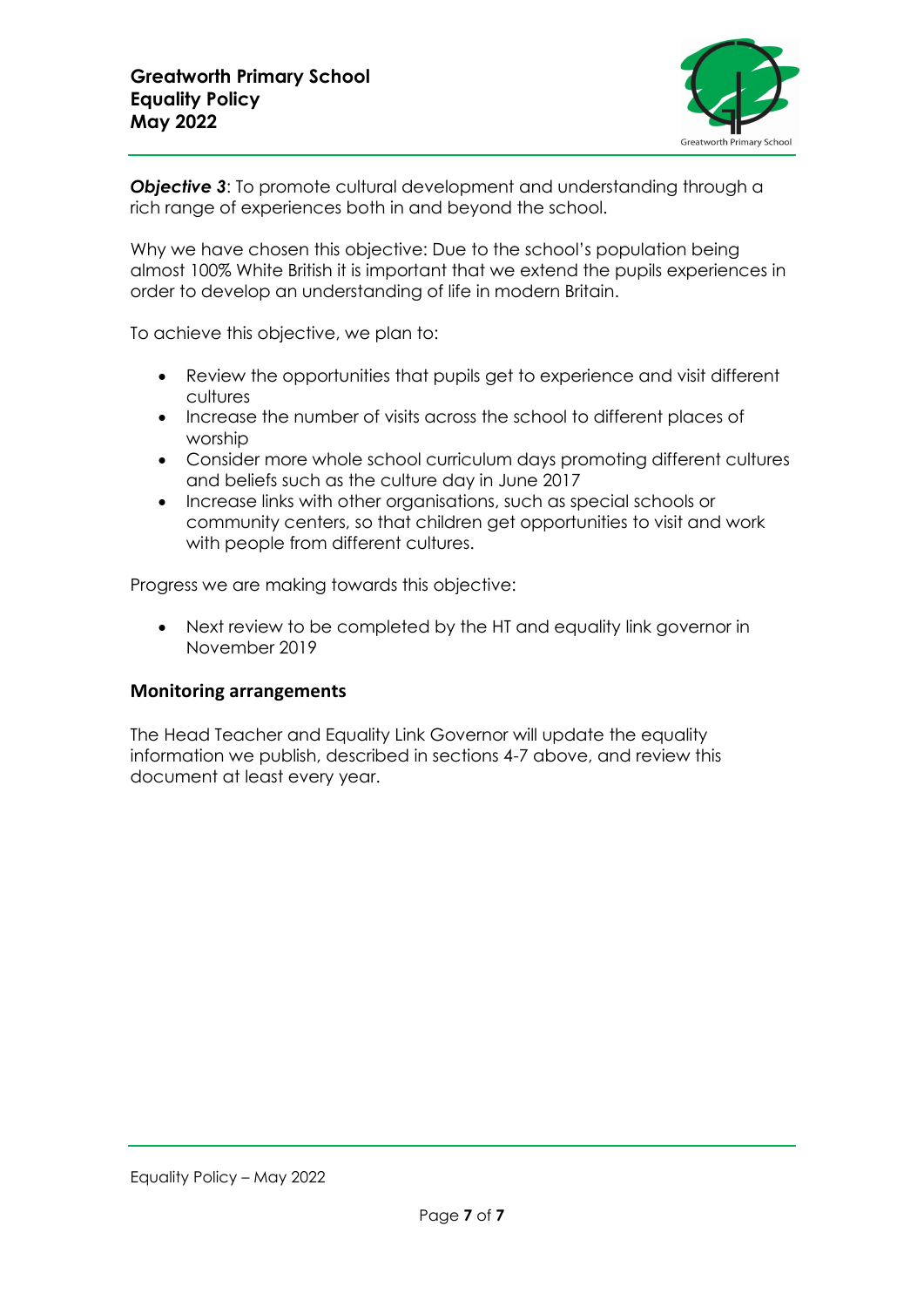***Objective 3***: To promote cultural development and understanding through a rich range of experiences both in and beyond the school.

Why we have chosen this objective: Due to the school's population being almost 100% White British it is important that we extend the pupils experiences in order to develop an understanding of life in modern Britain.

To achieve this objective, we plan to:

- Review the opportunities that pupils get to experience and visit different cultures
- Increase the number of visits across the school to different places of worship
- Consider more whole school curriculum days promoting different cultures and beliefs such as the culture day in June 2017
- Increase links with other organisations, such as special schools or community centers, so that children get opportunities to visit and work with people from different cultures.

Progress we are making towards this objective:

- Next review to be completed by the HT and equality link governor in November 2019

## Monitoring arrangements

The Head Teacher and Equality Link Governor will update the equality information we publish, described in sections 4-7 above, and review this document at least every year.